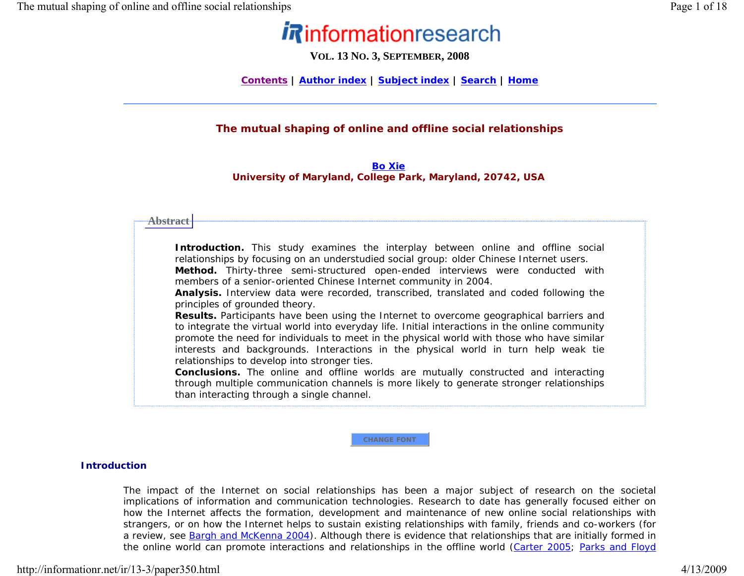# informationresearch

**VOL. 13 NO. 3, SEPTEMBER, 2008**

Contents | Author index | Subject index | Search | Home

---

## The mutual shaping of online and offline social relationships

**Bo Xie**
**University of Maryland, College Park, Maryland, 20742, USA**

### Abstract

**Introduction.** This study examines the interplay between online and offline social relationships by focusing on an understudied social group: older Chinese Internet users.
**Method.** Thirty-three semi-structured open-ended interviews were conducted with members of a senior-oriented Chinese Internet community in 2004.
**Analysis.** Interview data were recorded, transcribed, translated and coded following the principles of grounded theory.
**Results.** Participants have been using the Internet to overcome geographical barriers and to integrate the virtual world into everyday life. Initial interactions in the online community promote the need for individuals to meet in the physical world with those who have similar interests and backgrounds. Interactions in the physical world in turn help weak tie relationships to develop into stronger ties.
**Conclusions.** The online and offline worlds are mutually constructed and interacting through multiple communication channels is more likely to generate stronger relationships than interacting through a single channel.

CHANGE FONT

## Introduction

The impact of the Internet on social relationships has been a major subject of research on the societal implications of information and communication technologies. Research to date has generally focused either on how the Internet affects the formation, development and maintenance of new online social relationships with strangers, or on how the Internet helps to sustain existing relationships with family, friends and co-workers (for a review, see Bargh and McKenna 2004). Although there is evidence that relationships that are initially formed in the online world can promote interactions and relationships in the offline world (Carter 2005; Parks and Floyd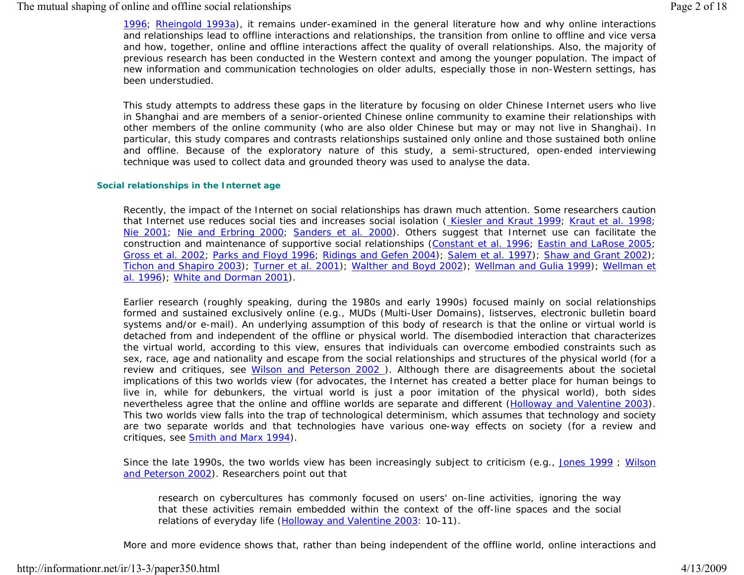1996; Rheingold 1993a), it remains under-examined in the general literature how and why online interactions and relationships lead to offline interactions and relationships, the transition from online to offline and vice versa and how, together, online and offline interactions affect the quality of overall relationships. Also, the majority of previous research has been conducted in the Western context and among the younger population. The impact of new information and communication technologies on older adults, especially those in non-Western settings, has been understudied.

This study attempts to address these gaps in the literature by focusing on older Chinese Internet users who live in Shanghai and are members of a senior-oriented Chinese online community to examine their relationships with other members of the online community (who are also older Chinese but may or may not live in Shanghai). In particular, this study compares and contrasts relationships sustained only online and those sustained both online and offline. Because of the exploratory nature of this study, a semi-structured, open-ended interviewing technique was used to collect data and grounded theory was used to analyse the data.

## Social relationships in the Internet age

Recently, the impact of the Internet on social relationships has drawn much attention. Some researchers caution that Internet use reduces social ties and increases social isolation ( Kiesler and Kraut 1999; Kraut et al. 1998; Nie 2001; Nie and Erbring 2000; Sanders et al. 2000). Others suggest that Internet use can facilitate the construction and maintenance of supportive social relationships (Constant et al. 1996; Eastin and LaRose 2005; Gross et al. 2002; Parks and Floyd 1996; Ridings and Gefen 2004); Salem et al. 1997); Shaw and Grant 2002); Tichon and Shapiro 2003); Turner et al. 2001); Walther and Boyd 2002); Wellman and Gulia 1999); Wellman et al. 1996); White and Dorman 2001).

Earlier research (roughly speaking, during the 1980s and early 1990s) focused mainly on social relationships formed and sustained exclusively online (e.g., MUDs (Multi-User Domains), listserves, electronic bulletin board systems and/or e-mail). An underlying assumption of this body of research is that the online or virtual world is detached from and independent of the offline or physical world. The disembodied interaction that characterizes the virtual world, according to this view, ensures that individuals can overcome embodied constraints such as sex, race, age and nationality and escape from the social relationships and structures of the physical world (for a review and critiques, see Wilson and Peterson 2002 ). Although there are disagreements about the societal implications of this two worlds view (for advocates, the Internet has created a better place for human beings to live in, while for debunkers, the virtual world is just a poor imitation of the physical world), both sides nevertheless agree that the online and offline worlds are separate and different (Holloway and Valentine 2003). This two worlds view falls into the trap of technological determinism, which assumes that technology and society are two separate worlds and that technologies have various one-way effects on society (for a review and critiques, see Smith and Marx 1994).

Since the late 1990s, the two worlds view has been increasingly subject to criticism (e.g., Jones 1999 ; Wilson and Peterson 2002). Researchers point out that

> research on cybercultures has commonly focused on users' on-line activities, ignoring the way that these activities remain embedded within the context of the off-line spaces and the social relations of everyday life (Holloway and Valentine 2003: 10-11).

More and more evidence shows that, rather than being independent of the offline world, online interactions and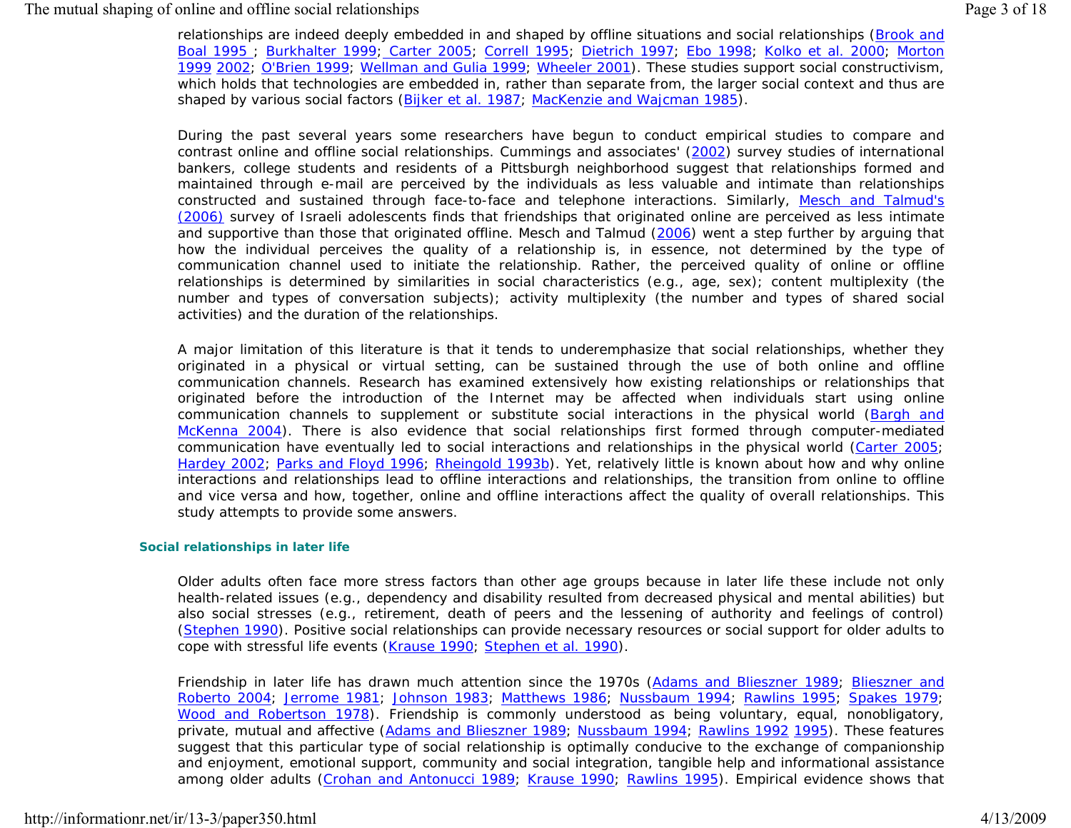relationships are indeed deeply embedded in and shaped by offline situations and social relationships (Brook and Boal 1995 ; Burkhalter 1999; Carter 2005; Correll 1995; Dietrich 1997; Ebo 1998; Kolko et al. 2000; Morton 1999 2002; O'Brien 1999; Wellman and Gulia 1999; Wheeler 2001). These studies support social constructivism, which holds that technologies are embedded in, rather than separate from, the larger social context and thus are shaped by various social factors (Bijker et al. 1987; MacKenzie and Wajcman 1985).

During the past several years some researchers have begun to conduct empirical studies to compare and contrast online and offline social relationships. Cummings and associates' (2002) survey studies of international bankers, college students and residents of a Pittsburgh neighborhood suggest that relationships formed and maintained through e-mail are perceived by the individuals as less valuable and intimate than relationships constructed and sustained through face-to-face and telephone interactions. Similarly, Mesch and Talmud's (2006) survey of Israeli adolescents finds that friendships that originated online are perceived as less intimate and supportive than those that originated offline. Mesch and Talmud (2006) went a step further by arguing that how the individual perceives the quality of a relationship is, in essence, not determined by the type of communication channel used to initiate the relationship. Rather, the perceived quality of online or offline relationships is determined by similarities in social characteristics (e.g., age, sex); content multiplexity (the number and types of conversation subjects); activity multiplexity (the number and types of shared social activities) and the duration of the relationships.

A major limitation of this literature is that it tends to underemphasize that social relationships, whether they originated in a physical or virtual setting, can be sustained through the use of both online and offline communication channels. Research has examined extensively how existing relationships or relationships that originated before the introduction of the Internet may be affected when individuals start using online communication channels to supplement or substitute social interactions in the physical world (Bargh and McKenna 2004). There is also evidence that social relationships first formed through computer-mediated communication have eventually led to social interactions and relationships in the physical world (Carter 2005; Hardey 2002; Parks and Floyd 1996; Rheingold 1993b). Yet, relatively little is known about how and why online interactions and relationships lead to offline interactions and relationships, the transition from online to offline and vice versa and how, together, online and offline interactions affect the quality of overall relationships. This study attempts to provide some answers.

### Social relationships in later life

Older adults often face more stress factors than other age groups because in later life these include not only health-related issues (e.g., dependency and disability resulted from decreased physical and mental abilities) but also social stresses (e.g., retirement, death of peers and the lessening of authority and feelings of control) (Stephen 1990). Positive social relationships can provide necessary resources or social support for older adults to cope with stressful life events (Krause 1990; Stephen et al. 1990).

Friendship in later life has drawn much attention since the 1970s (Adams and Blieszner 1989; Blieszner and Roberto 2004; Jerrome 1981; Johnson 1983; Matthews 1986; Nussbaum 1994; Rawlins 1995; Spakes 1979; Wood and Robertson 1978). Friendship is commonly understood as being voluntary, equal, nonobligatory, private, mutual and affective (Adams and Blieszner 1989; Nussbaum 1994; Rawlins 1992 1995). These features suggest that this particular type of social relationship is optimally conducive to the exchange of companionship and enjoyment, emotional support, community and social integration, tangible help and informational assistance among older adults (Crohan and Antonucci 1989; Krause 1990; Rawlins 1995). Empirical evidence shows that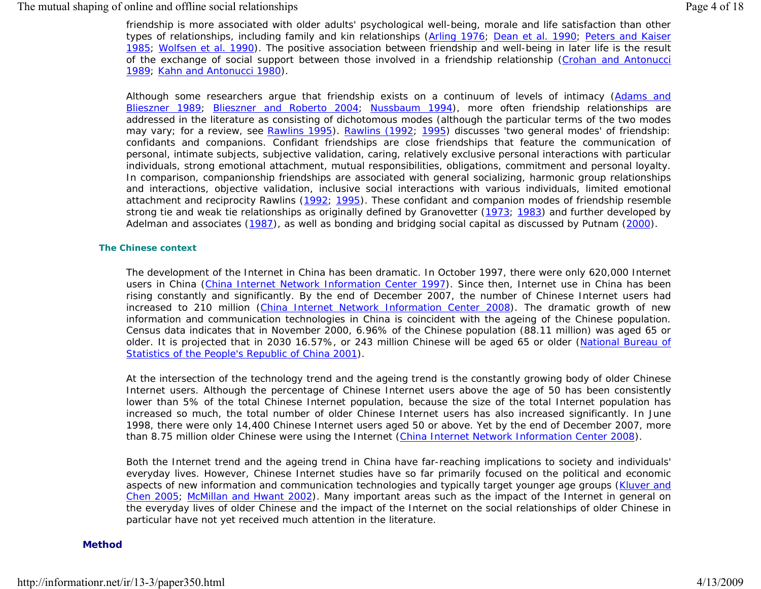friendship is more associated with older adults' psychological well-being, morale and life satisfaction than other types of relationships, including family and kin relationships (Arling 1976; Dean et al. 1990; Peters and Kaiser 1985; Wolfsen et al. 1990). The positive association between friendship and well-being in later life is the result of the exchange of social support between those involved in a friendship relationship (Crohan and Antonucci 1989; Kahn and Antonucci 1980).

Although some researchers argue that friendship exists on a continuum of levels of intimacy (Adams and Blieszner 1989; Blieszner and Roberto 2004; Nussbaum 1994), more often friendship relationships are addressed in the literature as consisting of dichotomous modes (although the particular terms of the two modes may vary; for a review, see Rawlins 1995). Rawlins (1992; 1995) discusses 'two general modes' of friendship: confidants and companions. Confidant friendships are close friendships that feature the communication of personal, intimate subjects, subjective validation, caring, relatively exclusive personal interactions with particular individuals, strong emotional attachment, mutual responsibilities, obligations, commitment and personal loyalty. In comparison, companionship friendships are associated with general socializing, harmonic group relationships and interactions, objective validation, inclusive social interactions with various individuals, limited emotional attachment and reciprocity Rawlins (1992; 1995). These confidant and companion modes of friendship resemble strong tie and weak tie relationships as originally defined by Granovetter (1973; 1983) and further developed by Adelman and associates (1987), as well as bonding and bridging social capital as discussed by Putnam (2000).

### The Chinese context

The development of the Internet in China has been dramatic. In October 1997, there were only 620,000 Internet users in China (China Internet Network Information Center 1997). Since then, Internet use in China has been rising constantly and significantly. By the end of December 2007, the number of Chinese Internet users had increased to 210 million (China Internet Network Information Center 2008). The dramatic growth of new information and communication technologies in China is coincident with the ageing of the Chinese population. Census data indicates that in November 2000, 6.96% of the Chinese population (88.11 million) was aged 65 or older. It is projected that in 2030 16.57%, or 243 million Chinese will be aged 65 or older (National Bureau of Statistics of the People's Republic of China 2001).

At the intersection of the technology trend and the ageing trend is the constantly growing body of older Chinese Internet users. Although the percentage of Chinese Internet users above the age of 50 has been consistently lower than 5% of the total Chinese Internet population, because the size of the total Internet population has increased so much, the total number of older Chinese Internet users has also increased significantly. In June 1998, there were only 14,400 Chinese Internet users aged 50 or above. Yet by the end of December 2007, more than 8.75 million older Chinese were using the Internet (China Internet Network Information Center 2008).

Both the Internet trend and the ageing trend in China have far-reaching implications to society and individuals' everyday lives. However, Chinese Internet studies have so far primarily focused on the political and economic aspects of new information and communication technologies and typically target younger age groups (Kluver and Chen 2005; McMillan and Hwant 2002). Many important areas such as the impact of the Internet in general on the everyday lives of older Chinese and the impact of the Internet on the social relationships of older Chinese in particular have not yet received much attention in the literature.

## Method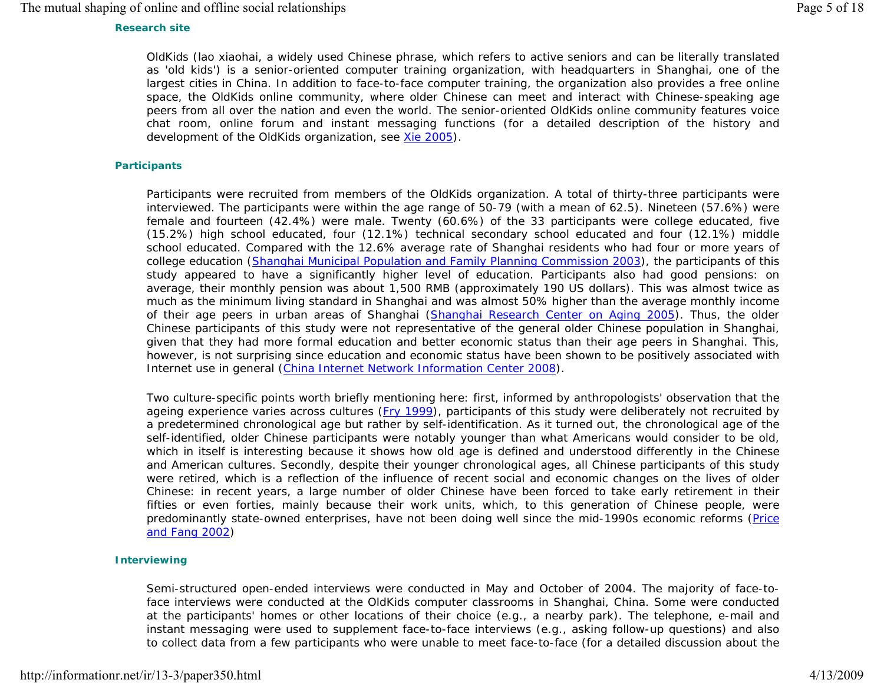### Research site

OldKids (lao xiaohai, a widely used Chinese phrase, which refers to active seniors and can be literally translated as 'old kids') is a senior-oriented computer training organization, with headquarters in Shanghai, one of the largest cities in China. In addition to face-to-face computer training, the organization also provides a free online space, the OldKids online community, where older Chinese can meet and interact with Chinese-speaking age peers from all over the nation and even the world. The senior-oriented OldKids online community features voice chat room, online forum and instant messaging functions (for a detailed description of the history and development of the OldKids organization, see Xie 2005).

### Participants

Participants were recruited from members of the OldKids organization. A total of thirty-three participants were interviewed. The participants were within the age range of 50-79 (with a mean of 62.5). Nineteen (57.6%) were female and fourteen (42.4%) were male. Twenty (60.6%) of the 33 participants were college educated, five (15.2%) high school educated, four (12.1%) technical secondary school educated and four (12.1%) middle school educated. Compared with the 12.6% average rate of Shanghai residents who had four or more years of college education (Shanghai Municipal Population and Family Planning Commission 2003), the participants of this study appeared to have a significantly higher level of education. Participants also had good pensions: on average, their monthly pension was about 1,500 RMB (approximately 190 US dollars). This was almost twice as much as the minimum living standard in Shanghai and was almost 50% higher than the average monthly income of their age peers in urban areas of Shanghai (Shanghai Research Center on Aging 2005). Thus, the older Chinese participants of this study were not representative of the general older Chinese population in Shanghai, given that they had more formal education and better economic status than their age peers in Shanghai. This, however, is not surprising since education and economic status have been shown to be positively associated with Internet use in general (China Internet Network Information Center 2008).

Two culture-specific points worth briefly mentioning here: first, informed by anthropologists' observation that the ageing experience varies across cultures (Fry 1999), participants of this study were deliberately not recruited by a predetermined chronological age but rather by self-identification. As it turned out, the chronological age of the self-identified, older Chinese participants were notably younger than what Americans would consider to be old, which in itself is interesting because it shows how old age is defined and understood differently in the Chinese and American cultures. Secondly, despite their younger chronological ages, all Chinese participants of this study were retired, which is a reflection of the influence of recent social and economic changes on the lives of older Chinese: in recent years, a large number of older Chinese have been forced to take early retirement in their fifties or even forties, mainly because their work units, which, to this generation of Chinese people, were predominantly state-owned enterprises, have not been doing well since the mid-1990s economic reforms (Price and Fang 2002)

### Interviewing

Semi-structured open-ended interviews were conducted in May and October of 2004. The majority of face-to-face interviews were conducted at the OldKids computer classrooms in Shanghai, China. Some were conducted at the participants' homes or other locations of their choice (e.g., a nearby park). The telephone, e-mail and instant messaging were used to supplement face-to-face interviews (e.g., asking follow-up questions) and also to collect data from a few participants who were unable to meet face-to-face (for a detailed discussion about the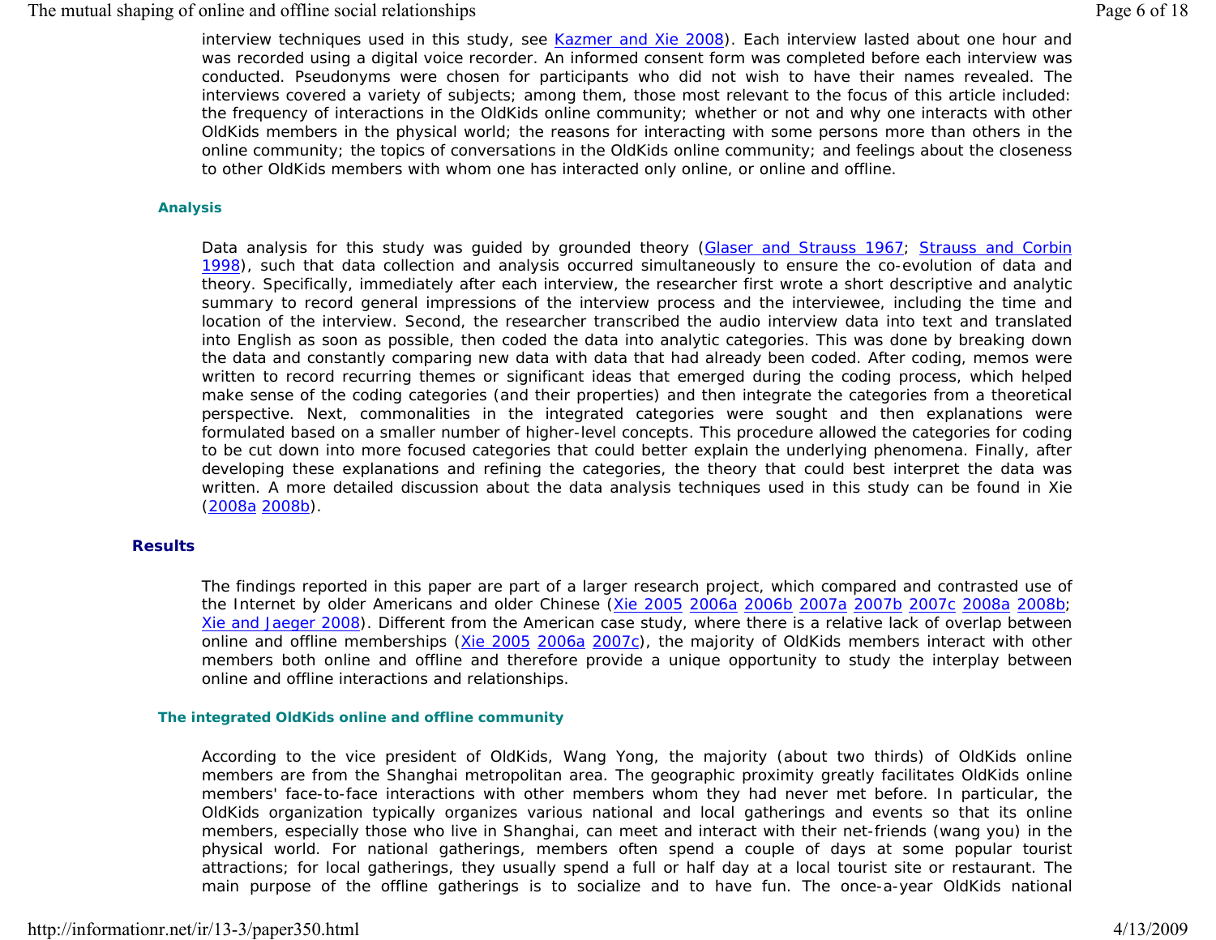interview techniques used in this study, see Kazmer and Xie 2008). Each interview lasted about one hour and was recorded using a digital voice recorder. An informed consent form was completed before each interview was conducted. Pseudonyms were chosen for participants who did not wish to have their names revealed. The interviews covered a variety of subjects; among them, those most relevant to the focus of this article included: the frequency of interactions in the OldKids online community; whether or not and why one interacts with other OldKids members in the physical world; the reasons for interacting with some persons more than others in the online community; the topics of conversations in the OldKids online community; and feelings about the closeness to other OldKids members with whom one has interacted only online, or online and offline.

### Analysis

Data analysis for this study was guided by grounded theory (Glaser and Strauss 1967; Strauss and Corbin 1998), such that data collection and analysis occurred simultaneously to ensure the co-evolution of data and theory. Specifically, immediately after each interview, the researcher first wrote a short descriptive and analytic summary to record general impressions of the interview process and the interviewee, including the time and location of the interview. Second, the researcher transcribed the audio interview data into text and translated into English as soon as possible, then coded the data into analytic categories. This was done by breaking down the data and constantly comparing new data with data that had already been coded. After coding, memos were written to record recurring themes or significant ideas that emerged during the coding process, which helped make sense of the coding categories (and their properties) and then integrate the categories from a theoretical perspective. Next, commonalities in the integrated categories were sought and then explanations were formulated based on a smaller number of higher-level concepts. This procedure allowed the categories for coding to be cut down into more focused categories that could better explain the underlying phenomena. Finally, after developing these explanations and refining the categories, the theory that could best interpret the data was written. A more detailed discussion about the data analysis techniques used in this study can be found in Xie (2008a 2008b).

## Results

The findings reported in this paper are part of a larger research project, which compared and contrasted use of the Internet by older Americans and older Chinese (Xie 2005 2006a 2006b 2007a 2007b 2007c 2008a 2008b; Xie and Jaeger 2008). Different from the American case study, where there is a relative lack of overlap between online and offline memberships (Xie 2005 2006a 2007c), the majority of OldKids members interact with other members both online and offline and therefore provide a unique opportunity to study the interplay between online and offline interactions and relationships.

### The integrated OldKids online and offline community

According to the vice president of OldKids, Wang Yong, the majority (about two thirds) of OldKids online members are from the Shanghai metropolitan area. The geographic proximity greatly facilitates OldKids online members' face-to-face interactions with other members whom they had never met before. In particular, the OldKids organization typically organizes various national and local gatherings and events so that its online members, especially those who live in Shanghai, can meet and interact with their net-friends (wang you) in the physical world. For national gatherings, members often spend a couple of days at some popular tourist attractions; for local gatherings, they usually spend a full or half day at a local tourist site or restaurant. The main purpose of the offline gatherings is to socialize and to have fun. The once-a-year OldKids national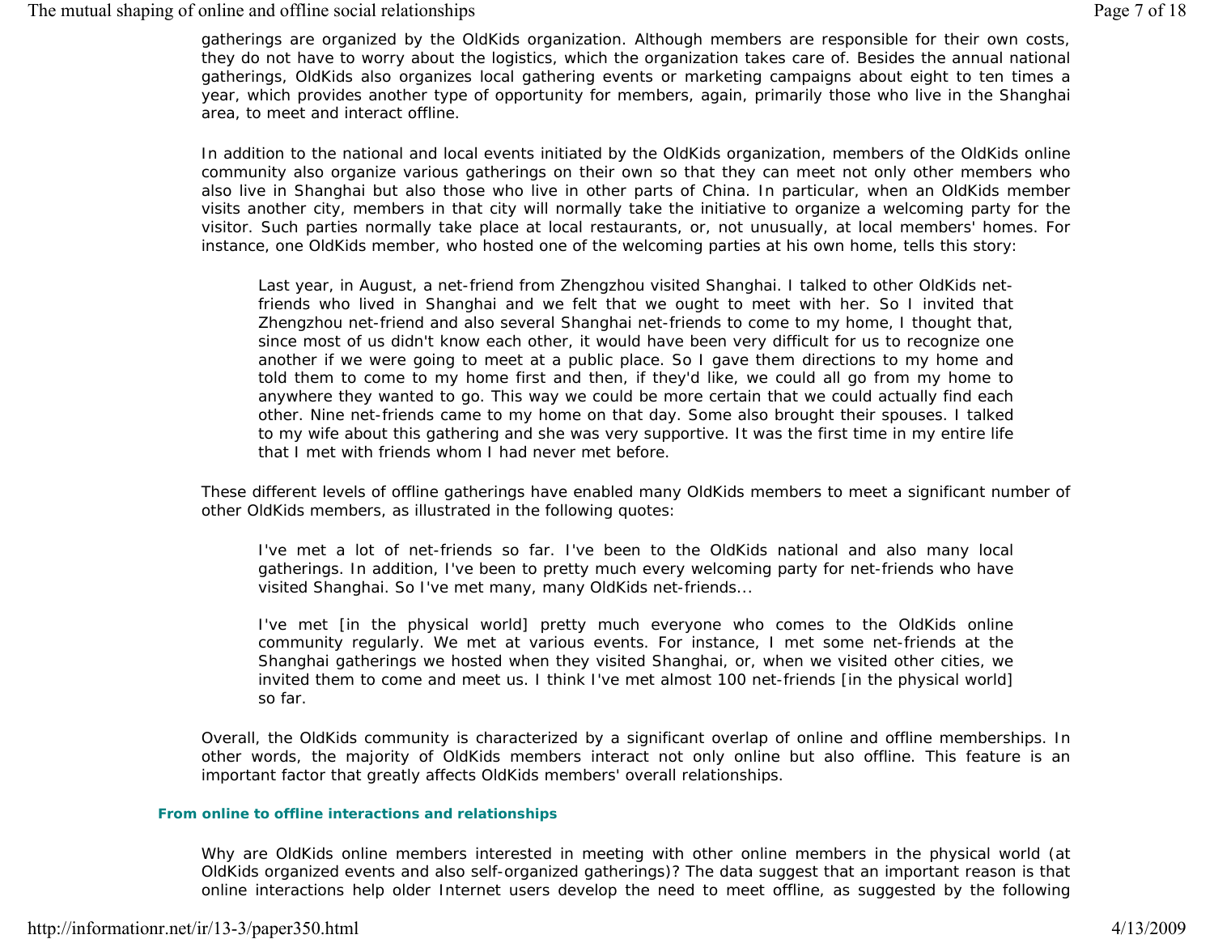gatherings are organized by the OldKids organization. Although members are responsible for their own costs, they do not have to worry about the logistics, which the organization takes care of. Besides the annual national gatherings, OldKids also organizes local gathering events or marketing campaigns about eight to ten times a year, which provides another type of opportunity for members, again, primarily those who live in the Shanghai area, to meet and interact offline.

In addition to the national and local events initiated by the OldKids organization, members of the OldKids online community also organize various gatherings on their own so that they can meet not only other members who also live in Shanghai but also those who live in other parts of China. In particular, when an OldKids member visits another city, members in that city will normally take the initiative to organize a welcoming party for the visitor. Such parties normally take place at local restaurants, or, not unusually, at local members' homes. For instance, one OldKids member, who hosted one of the welcoming parties at his own home, tells this story:

> Last year, in August, a net-friend from Zhengzhou visited Shanghai. I talked to other OldKids net-friends who lived in Shanghai and we felt that we ought to meet with her. So I invited that Zhengzhou net-friend and also several Shanghai net-friends to come to my home, I thought that, since most of us didn't know each other, it would have been very difficult for us to recognize one another if we were going to meet at a public place. So I gave them directions to my home and told them to come to my home first and then, if they'd like, we could all go from my home to anywhere they wanted to go. This way we could be more certain that we could actually find each other. Nine net-friends came to my home on that day. Some also brought their spouses. I talked to my wife about this gathering and she was very supportive. It was the first time in my entire life that I met with friends whom I had never met before.

These different levels of offline gatherings have enabled many OldKids members to meet a significant number of other OldKids members, as illustrated in the following quotes:

> I've met a lot of net-friends so far. I've been to the OldKids national and also many local gatherings. In addition, I've been to pretty much every welcoming party for net-friends who have visited Shanghai. So I've met many, many OldKids net-friends...

> I've met [in the physical world] pretty much everyone who comes to the OldKids online community regularly. We met at various events. For instance, I met some net-friends at the Shanghai gatherings we hosted when they visited Shanghai, or, when we visited other cities, we invited them to come and meet us. I think I've met almost 100 net-friends [in the physical world] so far.

Overall, the OldKids community is characterized by a significant overlap of online and offline memberships. In other words, the majority of OldKids members interact not only online but also offline. This feature is an important factor that greatly affects OldKids members' overall relationships.

#### From online to offline interactions and relationships

Why are OldKids online members interested in meeting with other online members in the physical world (at OldKids organized events and also self-organized gatherings)? The data suggest that an important reason is that online interactions help older Internet users develop the need to meet offline, as suggested by the following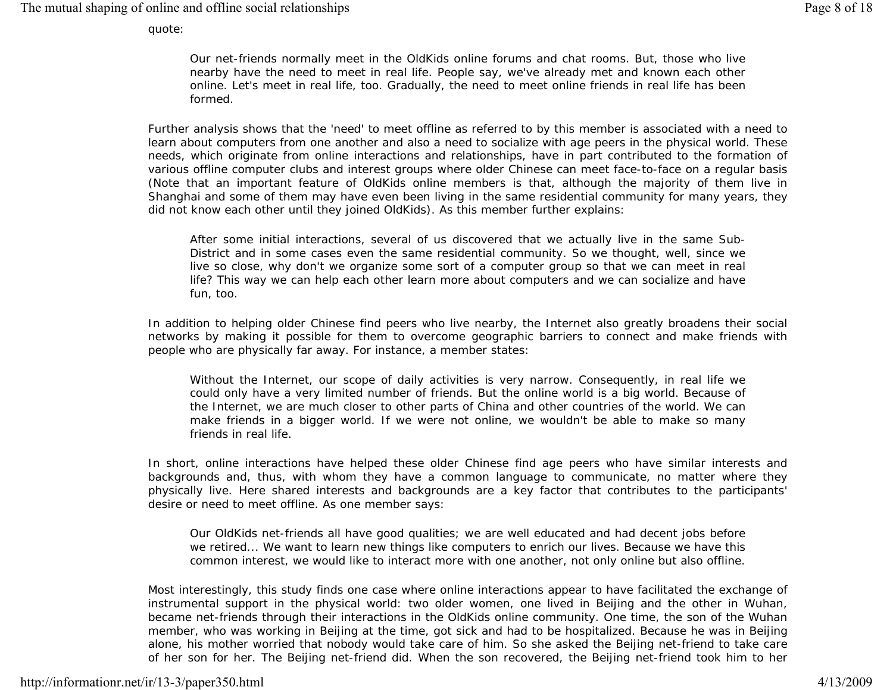quote:

> Our net-friends normally meet in the OldKids online forums and chat rooms. But, those who live nearby have the need to meet in real life. People say, we've already met and known each other online. Let's meet in real life, too. Gradually, the need to meet online friends in real life has been formed.

Further analysis shows that the 'need' to meet offline as referred to by this member is associated with a need to learn about computers from one another and also a need to socialize with age peers in the physical world. These needs, which originate from online interactions and relationships, have in part contributed to the formation of various offline computer clubs and interest groups where older Chinese can meet face-to-face on a regular basis (Note that an important feature of OldKids online members is that, although the majority of them live in Shanghai and some of them may have even been living in the same residential community for many years, they did not know each other until they joined OldKids). As this member further explains:

> After some initial interactions, several of us discovered that we actually live in the same Sub-District and in some cases even the same residential community. So we thought, well, since we live so close, why don't we organize some sort of a computer group so that we can meet in real life? This way we can help each other learn more about computers and we can socialize and have fun, too.

In addition to helping older Chinese find peers who live nearby, the Internet also greatly broadens their social networks by making it possible for them to overcome geographic barriers to connect and make friends with people who are physically far away. For instance, a member states:

> Without the Internet, our scope of daily activities is very narrow. Consequently, in real life we could only have a very limited number of friends. But the online world is a big world. Because of the Internet, we are much closer to other parts of China and other countries of the world. We can make friends in a bigger world. If we were not online, we wouldn't be able to make so many friends in real life.

In short, online interactions have helped these older Chinese find age peers who have similar interests and backgrounds and, thus, with whom they have a common language to communicate, no matter where they physically live. Here shared interests and backgrounds are a key factor that contributes to the participants' desire or need to meet offline. As one member says:

> Our OldKids net-friends all have good qualities; we are well educated and had decent jobs before we retired... We want to learn new things like computers to enrich our lives. Because we have this common interest, we would like to interact more with one another, not only online but also offline.

Most interestingly, this study finds one case where online interactions appear to have facilitated the exchange of instrumental support in the physical world: two older women, one lived in Beijing and the other in Wuhan, became net-friends through their interactions in the OldKids online community. One time, the son of the Wuhan member, who was working in Beijing at the time, got sick and had to be hospitalized. Because he was in Beijing alone, his mother worried that nobody would take care of him. So she asked the Beijing net-friend to take care of her son for her. The Beijing net-friend did. When the son recovered, the Beijing net-friend took him to her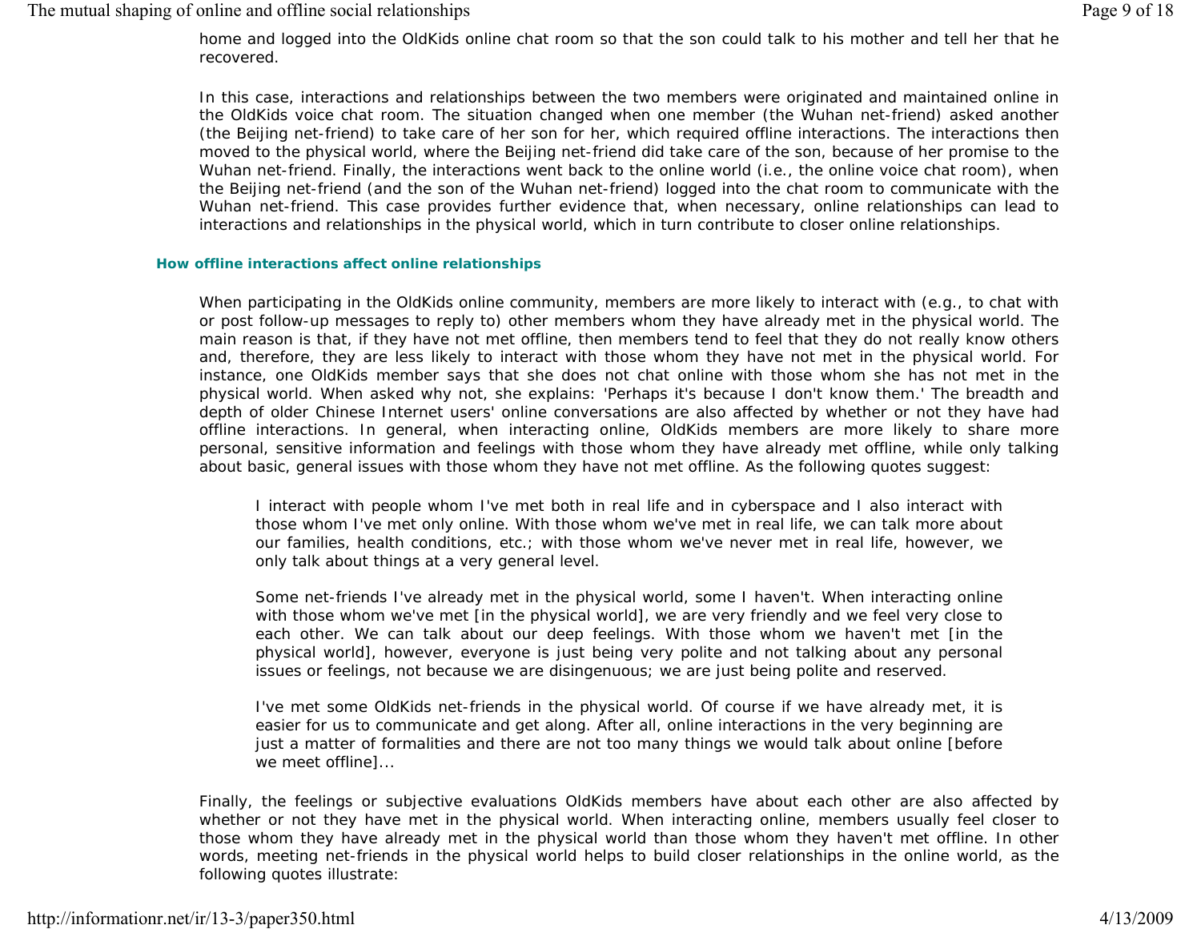home and logged into the OldKids online chat room so that the son could talk to his mother and tell her that he recovered.

In this case, interactions and relationships between the two members were originated and maintained online in the OldKids voice chat room. The situation changed when one member (the Wuhan net-friend) asked another (the Beijing net-friend) to take care of her son for her, which required offline interactions. The interactions then moved to the physical world, where the Beijing net-friend did take care of the son, because of her promise to the Wuhan net-friend. Finally, the interactions went back to the online world (i.e., the online voice chat room), when the Beijing net-friend (and the son of the Wuhan net-friend) logged into the chat room to communicate with the Wuhan net-friend. This case provides further evidence that, when necessary, online relationships can lead to interactions and relationships in the physical world, which in turn contribute to closer online relationships.

### How offline interactions affect online relationships

When participating in the OldKids online community, members are more likely to interact with (e.g., to chat with or post follow-up messages to reply to) other members whom they have already met in the physical world. The main reason is that, if they have not met offline, then members tend to feel that they do not really know others and, therefore, they are less likely to interact with those whom they have not met in the physical world. For instance, one OldKids member says that she does not chat online with those whom she has not met in the physical world. When asked why not, she explains: 'Perhaps it's because I don't know them.' The breadth and depth of older Chinese Internet users' online conversations are also affected by whether or not they have had offline interactions. In general, when interacting online, OldKids members are more likely to share more personal, sensitive information and feelings with those whom they have already met offline, while only talking about basic, general issues with those whom they have not met offline. As the following quotes suggest:

> I interact with people whom I've met both in real life and in cyberspace and I also interact with those whom I've met only online. With those whom we've met in real life, we can talk more about our families, health conditions, etc.; with those whom we've never met in real life, however, we only talk about things at a very general level.
>
> Some net-friends I've already met in the physical world, some I haven't. When interacting online with those whom we've met [in the physical world], we are very friendly and we feel very close to each other. We can talk about our deep feelings. With those whom we haven't met [in the physical world], however, everyone is just being very polite and not talking about any personal issues or feelings, not because we are disingenuous; we are just being polite and reserved.
>
> I've met some OldKids net-friends in the physical world. Of course if we have already met, it is easier for us to communicate and get along. After all, online interactions in the very beginning are just a matter of formalities and there are not too many things we would talk about online [before we meet offline]...

Finally, the feelings or subjective evaluations OldKids members have about each other are also affected by whether or not they have met in the physical world. When interacting online, members usually feel closer to those whom they have already met in the physical world than those whom they haven't met offline. In other words, meeting net-friends in the physical world helps to build closer relationships in the online world, as the following quotes illustrate: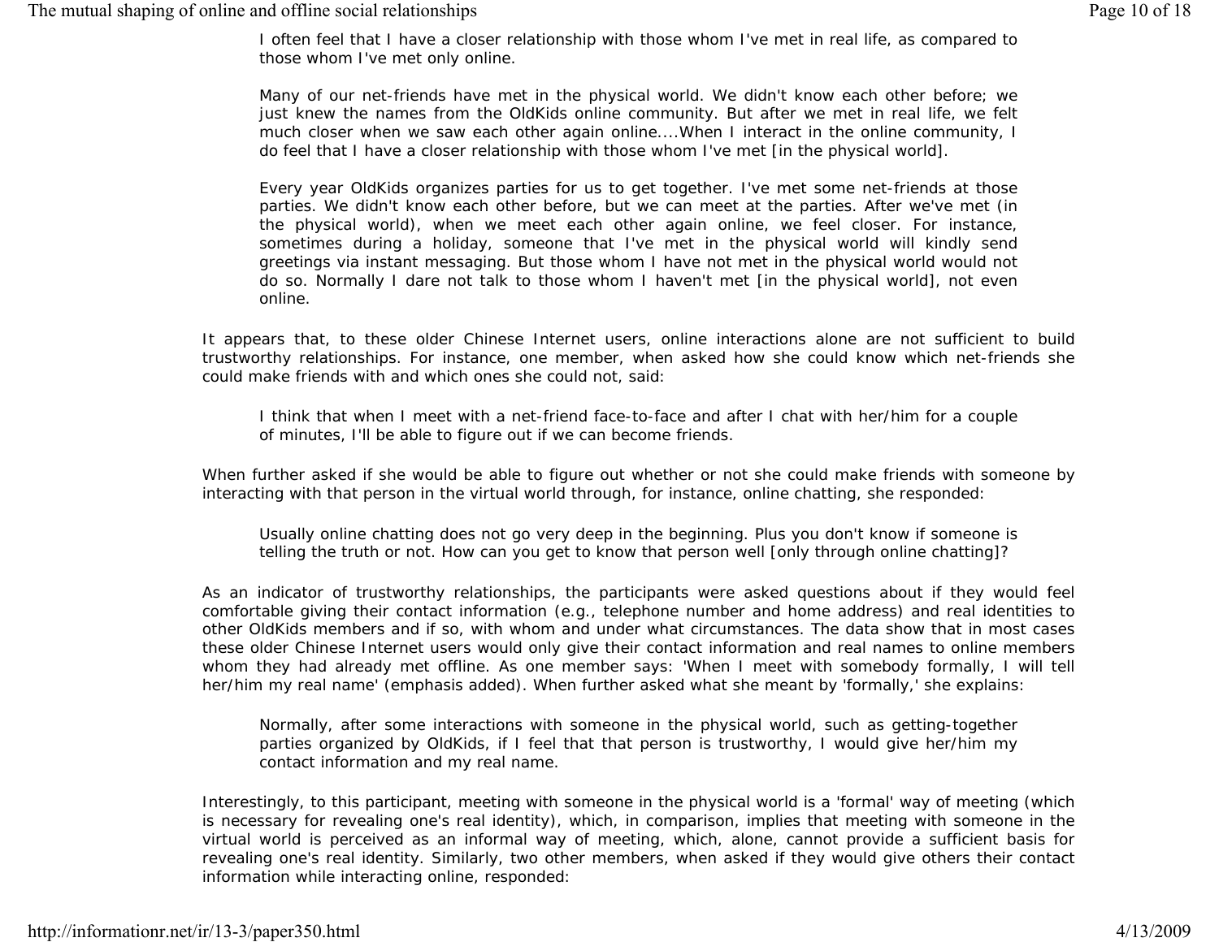> I often feel that I have a closer relationship with those whom I've met in real life, as compared to those whom I've met only online.
>
> Many of our net-friends have met in the physical world. We didn't know each other before; we just knew the names from the OldKids online community. But after we met in real life, we felt much closer when we saw each other again online....When I interact in the online community, I do feel that I have a closer relationship with those whom I've met [in the physical world].
>
> Every year OldKids organizes parties for us to get together. I've met some net-friends at those parties. We didn't know each other before, but we can meet at the parties. After we've met (in the physical world), when we meet each other again online, we feel closer. For instance, sometimes during a holiday, someone that I've met in the physical world will kindly send greetings via instant messaging. But those whom I have not met in the physical world would not do so. Normally I dare not talk to those whom I haven't met [in the physical world], not even online.

It appears that, to these older Chinese Internet users, online interactions alone are not sufficient to build trustworthy relationships. For instance, one member, when asked how she could know which net-friends she could make friends with and which ones she could not, said:

> I think that when I meet with a net-friend face-to-face and after I chat with her/him for a couple of minutes, I'll be able to figure out if we can become friends.

When further asked if she would be able to figure out whether or not she could make friends with someone by interacting with that person in the virtual world through, for instance, online chatting, she responded:

> Usually online chatting does not go very deep in the beginning. Plus you don't know if someone is telling the truth or not. How can you get to know that person well [only through online chatting]?

As an indicator of trustworthy relationships, the participants were asked questions about if they would feel comfortable giving their contact information (e.g., telephone number and home address) and real identities to other OldKids members and if so, with whom and under what circumstances. The data show that in most cases these older Chinese Internet users would only give their contact information and real names to online members whom they had already met offline. As one member says: 'When I meet with somebody formally, I will tell her/him my real name' (emphasis added). When further asked what she meant by 'formally,' she explains:

> Normally, after some interactions with someone in the physical world, such as getting-together parties organized by OldKids, if I feel that that person is trustworthy, I would give her/him my contact information and my real name.

Interestingly, to this participant, meeting with someone in the physical world is a 'formal' way of meeting (which is necessary for revealing one's real identity), which, in comparison, implies that meeting with someone in the virtual world is perceived as an informal way of meeting, which, alone, cannot provide a sufficient basis for revealing one's real identity. Similarly, two other members, when asked if they would give others their contact information while interacting online, responded: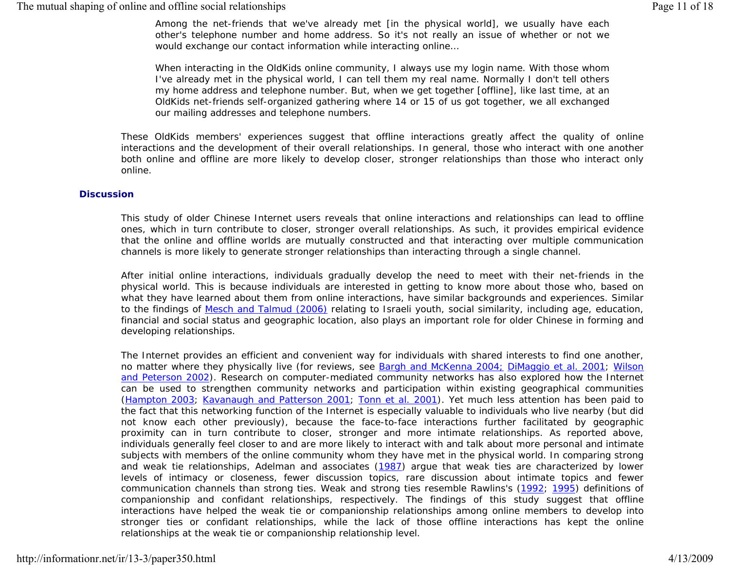> Among the net-friends that we've already met [in the physical world], we usually have each other's telephone number and home address. So it's not really an issue of whether or not we would exchange our contact information while interacting online...
>
> When interacting in the OldKids online community, I always use my login name. With those whom I've already met in the physical world, I can tell them my real name. Normally I don't tell others my home address and telephone number. But, when we get together [offline], like last time, at an OldKids net-friends self-organized gathering where 14 or 15 of us got together, we all exchanged our mailing addresses and telephone numbers.

These OldKids members' experiences suggest that offline interactions greatly affect the quality of online interactions and the development of their overall relationships. In general, those who interact with one another both online and offline are more likely to develop closer, stronger relationships than those who interact only online.

## Discussion

This study of older Chinese Internet users reveals that online interactions and relationships can lead to offline ones, which in turn contribute to closer, stronger overall relationships. As such, it provides empirical evidence that the online and offline worlds are mutually constructed and that interacting over multiple communication channels is more likely to generate stronger relationships than interacting through a single channel.

After initial online interactions, individuals gradually develop the need to meet with their net-friends in the physical world. This is because individuals are interested in getting to know more about those who, based on what they have learned about them from online interactions, have similar backgrounds and experiences. Similar to the findings of Mesch and Talmud (2006) relating to Israeli youth, social similarity, including age, education, financial and social status and geographic location, also plays an important role for older Chinese in forming and developing relationships.

The Internet provides an efficient and convenient way for individuals with shared interests to find one another, no matter where they physically live (for reviews, see Bargh and McKenna 2004; DiMaggio et al. 2001; Wilson and Peterson 2002). Research on computer-mediated community networks has also explored how the Internet can be used to strengthen community networks and participation within existing geographical communities (Hampton 2003; Kavanaugh and Patterson 2001; Tonn et al. 2001). Yet much less attention has been paid to the fact that this networking function of the Internet is especially valuable to individuals who live nearby (but did not know each other previously), because the face-to-face interactions further facilitated by geographic proximity can in turn contribute to closer, stronger and more intimate relationships. As reported above, individuals generally feel closer to and are more likely to interact with and talk about more personal and intimate subjects with members of the online community whom they have met in the physical world. In comparing strong and weak tie relationships, Adelman and associates (1987) argue that weak ties are characterized by lower levels of intimacy or closeness, fewer discussion topics, rare discussion about intimate topics and fewer communication channels than strong ties. Weak and strong ties resemble Rawlins's (1992; 1995) definitions of companionship and confidant relationships, respectively. The findings of this study suggest that offline interactions have helped the weak tie or companionship relationships among online members to develop into stronger ties or confidant relationships, while the lack of those offline interactions has kept the online relationships at the weak tie or companionship relationship level.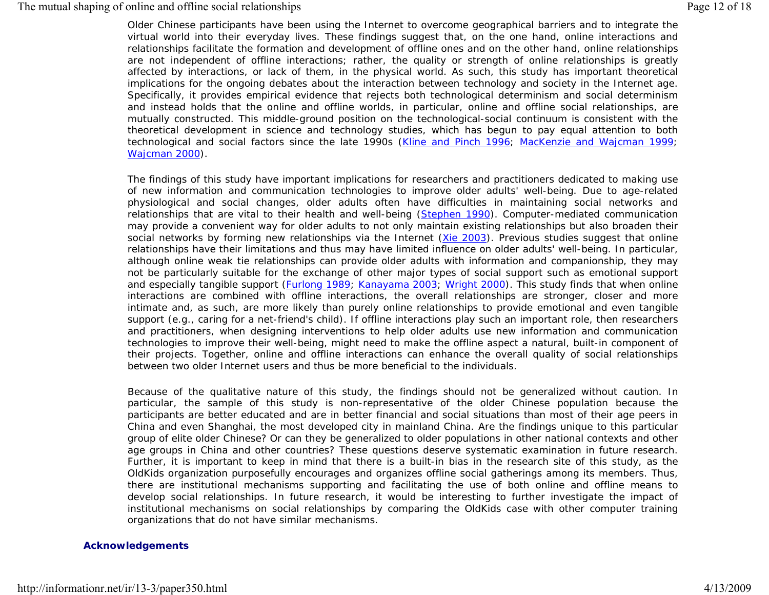Older Chinese participants have been using the Internet to overcome geographical barriers and to integrate the virtual world into their everyday lives. These findings suggest that, on the one hand, online interactions and relationships facilitate the formation and development of offline ones and on the other hand, online relationships are not independent of offline interactions; rather, the quality or strength of online relationships is greatly affected by interactions, or lack of them, in the physical world. As such, this study has important theoretical implications for the ongoing debates about the interaction between technology and society in the Internet age. Specifically, it provides empirical evidence that rejects both technological determinism and social determinism and instead holds that the online and offline worlds, in particular, online and offline social relationships, are mutually constructed. This middle-ground position on the technological-social continuum is consistent with the theoretical development in science and technology studies, which has begun to pay equal attention to both technological and social factors since the late 1990s (Kline and Pinch 1996; MacKenzie and Wajcman 1999; Wajcman 2000).

The findings of this study have important implications for researchers and practitioners dedicated to making use of new information and communication technologies to improve older adults' well-being. Due to age-related physiological and social changes, older adults often have difficulties in maintaining social networks and relationships that are vital to their health and well-being (Stephen 1990). Computer-mediated communication may provide a convenient way for older adults to not only maintain existing relationships but also broaden their social networks by forming new relationships via the Internet (Xie 2003). Previous studies suggest that online relationships have their limitations and thus may have limited influence on older adults' well-being. In particular, although online weak tie relationships can provide older adults with information and companionship, they may not be particularly suitable for the exchange of other major types of social support such as emotional support and especially tangible support (Furlong 1989; Kanayama 2003; Wright 2000). This study finds that when online interactions are combined with offline interactions, the overall relationships are stronger, closer and more intimate and, as such, are more likely than purely online relationships to provide emotional and even tangible support (e.g., caring for a net-friend's child). If offline interactions play such an important role, then researchers and practitioners, when designing interventions to help older adults use new information and communication technologies to improve their well-being, might need to make the offline aspect a natural, built-in component of their projects. Together, online and offline interactions can enhance the overall quality of social relationships between two older Internet users and thus be more beneficial to the individuals.

Because of the qualitative nature of this study, the findings should not be generalized without caution. In particular, the sample of this study is non-representative of the older Chinese population because the participants are better educated and are in better financial and social situations than most of their age peers in China and even Shanghai, the most developed city in mainland China. Are the findings unique to this particular group of elite older Chinese? Or can they be generalized to older populations in other national contexts and other age groups in China and other countries? These questions deserve systematic examination in future research. Further, it is important to keep in mind that there is a built-in bias in the research site of this study, as the OldKids organization purposefully encourages and organizes offline social gatherings among its members. Thus, there are institutional mechanisms supporting and facilitating the use of both online and offline means to develop social relationships. In future research, it would be interesting to further investigate the impact of institutional mechanisms on social relationships by comparing the OldKids case with other computer training organizations that do not have similar mechanisms.

#### Acknowledgements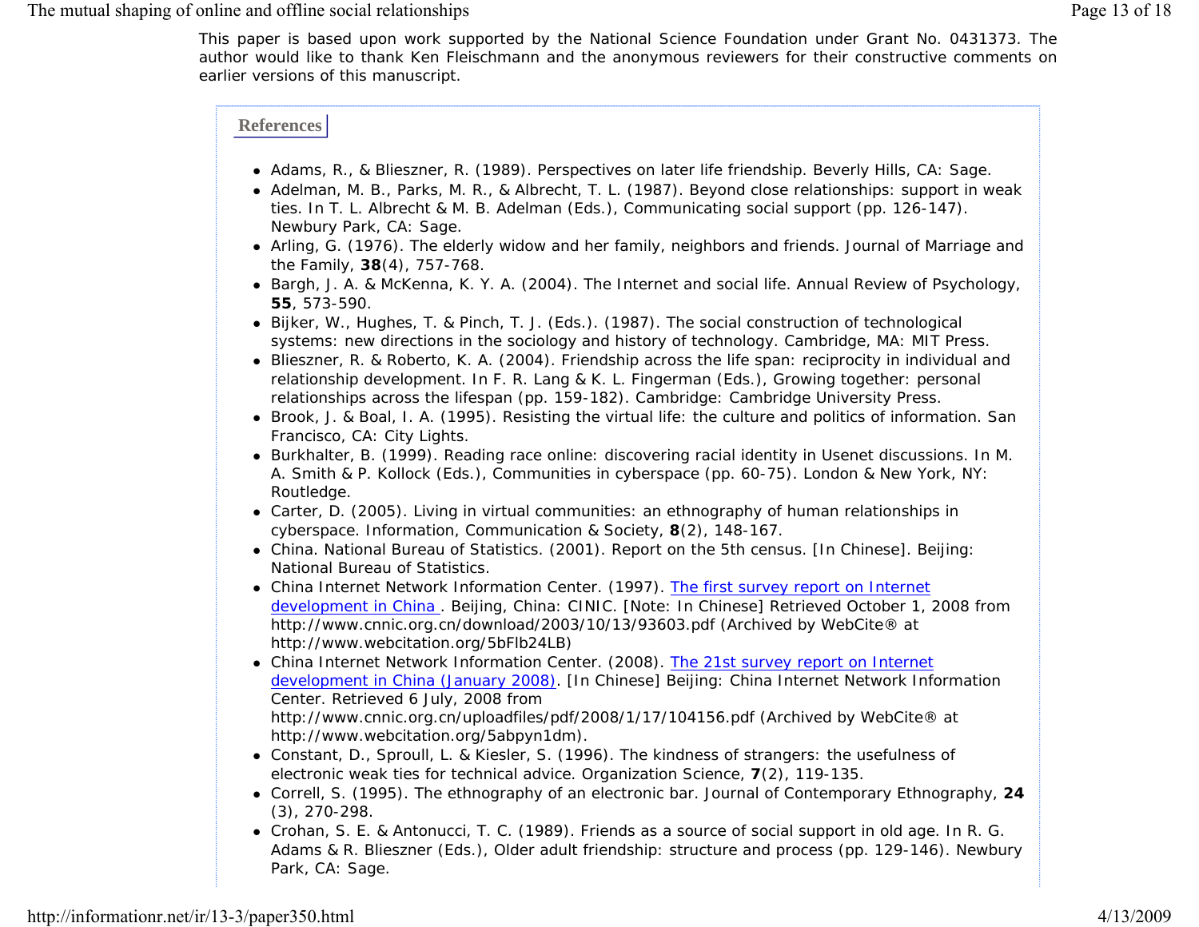This paper is based upon work supported by the National Science Foundation under Grant No. 0431373. The author would like to thank Ken Fleischmann and the anonymous reviewers for their constructive comments on earlier versions of this manuscript.

## References

- Adams, R., & Blieszner, R. (1989). Perspectives on later life friendship. Beverly Hills, CA: Sage.
- Adelman, M. B., Parks, M. R., & Albrecht, T. L. (1987). Beyond close relationships: support in weak ties. In T. L. Albrecht & M. B. Adelman (Eds.), Communicating social support (pp. 126-147). Newbury Park, CA: Sage.
- Arling, G. (1976). The elderly widow and her family, neighbors and friends. Journal of Marriage and the Family, **38**(4), 757-768.
- Bargh, J. A. & McKenna, K. Y. A. (2004). The Internet and social life. Annual Review of Psychology, **55**, 573-590.
- Bijker, W., Hughes, T. & Pinch, T. J. (Eds.). (1987). The social construction of technological systems: new directions in the sociology and history of technology. Cambridge, MA: MIT Press.
- Blieszner, R. & Roberto, K. A. (2004). Friendship across the life span: reciprocity in individual and relationship development. In F. R. Lang & K. L. Fingerman (Eds.), Growing together: personal relationships across the lifespan (pp. 159-182). Cambridge: Cambridge University Press.
- Brook, J. & Boal, I. A. (1995). Resisting the virtual life: the culture and politics of information. San Francisco, CA: City Lights.
- Burkhalter, B. (1999). Reading race online: discovering racial identity in Usenet discussions. In M. A. Smith & P. Kollock (Eds.), Communities in cyberspace (pp. 60-75). London & New York, NY: Routledge.
- Carter, D. (2005). Living in virtual communities: an ethnography of human relationships in cyberspace. Information, Communication & Society, **8**(2), 148-167.
- China. National Bureau of Statistics. (2001). Report on the 5th census. [In Chinese]. Beijing: National Bureau of Statistics.
- China Internet Network Information Center. (1997). [The first survey report on Internet development in China](http://www.cnnic.org.cn/download/2003/10/13/93603.pdf). Beijing, China: CINIC. [Note: In Chinese] Retrieved October 1, 2008 from http://www.cnnic.org.cn/download/2003/10/13/93603.pdf (Archived by WebCite® at http://www.webcitation.org/5bFlb24LB)
- China Internet Network Information Center. (2008). [The 21st survey report on Internet development in China (January 2008)](http://www.cnnic.org.cn/uploadfiles/pdf/2008/1/17/104156.pdf). [In Chinese] Beijing: China Internet Network Information Center. Retrieved 6 July, 2008 from http://www.cnnic.org.cn/uploadfiles/pdf/2008/1/17/104156.pdf (Archived by WebCite® at http://www.webcitation.org/5abpyn1dm).
- Constant, D., Sproull, L. & Kiesler, S. (1996). The kindness of strangers: the usefulness of electronic weak ties for technical advice. Organization Science, **7**(2), 119-135.
- Correll, S. (1995). The ethnography of an electronic bar. Journal of Contemporary Ethnography, **24**(3), 270-298.
- Crohan, S. E. & Antonucci, T. C. (1989). Friends as a source of social support in old age. In R. G. Adams & R. Blieszner (Eds.), Older adult friendship: structure and process (pp. 129-146). Newbury Park, CA: Sage.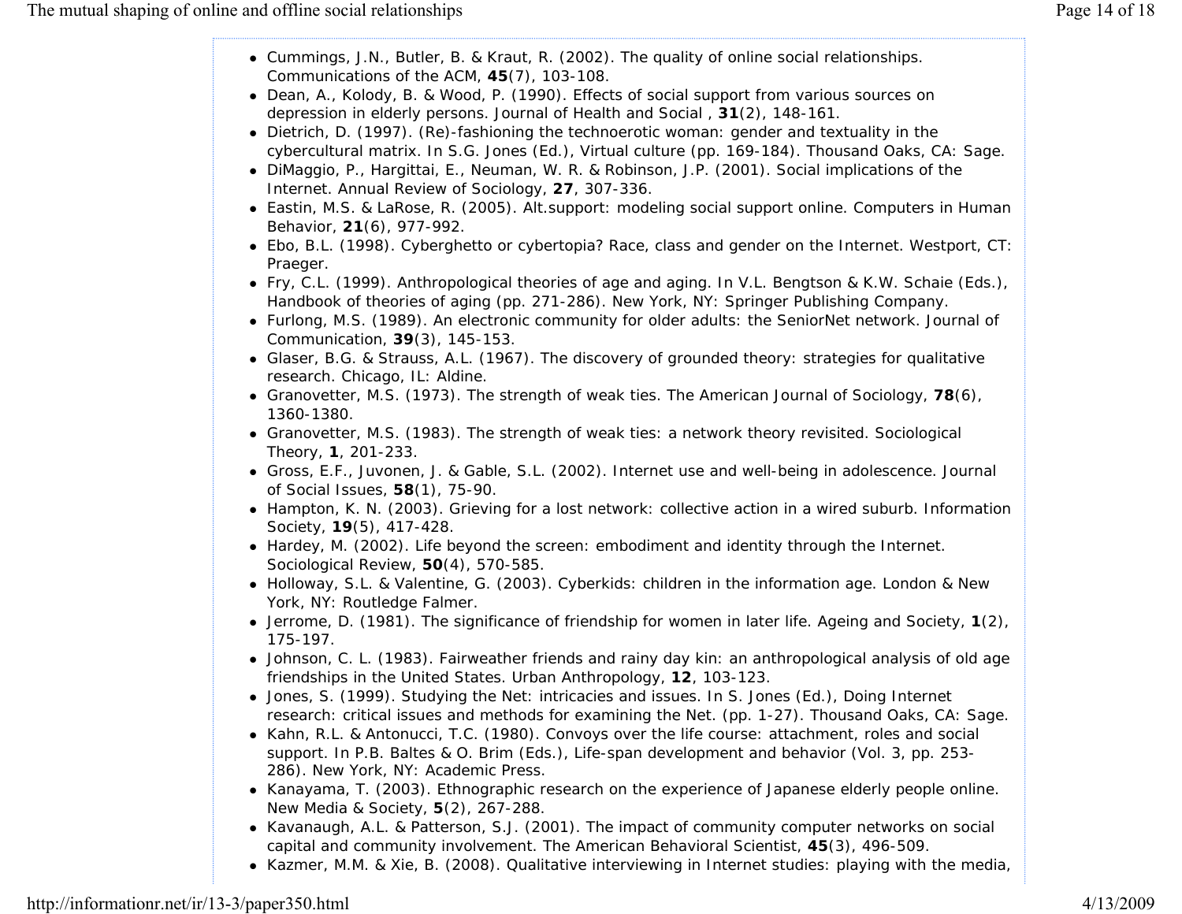- Cummings, J.N., Butler, B. & Kraut, R. (2002). The quality of online social relationships. Communications of the ACM, **45**(7), 103-108.
- Dean, A., Kolody, B. & Wood, P. (1990). Effects of social support from various sources on depression in elderly persons. Journal of Health and Social , **31**(2), 148-161.
- Dietrich, D. (1997). (Re)-fashioning the technoerotic woman: gender and textuality in the cybercultural matrix. In S.G. Jones (Ed.), Virtual culture (pp. 169-184). Thousand Oaks, CA: Sage.
- DiMaggio, P., Hargittai, E., Neuman, W. R. & Robinson, J.P. (2001). Social implications of the Internet. Annual Review of Sociology, **27**, 307-336.
- Eastin, M.S. & LaRose, R. (2005). Alt.support: modeling social support online. Computers in Human Behavior, **21**(6), 977-992.
- Ebo, B.L. (1998). Cyberghetto or cybertopia? Race, class and gender on the Internet. Westport, CT: Praeger.
- Fry, C.L. (1999). Anthropological theories of age and aging. In V.L. Bengtson & K.W. Schaie (Eds.), Handbook of theories of aging (pp. 271-286). New York, NY: Springer Publishing Company.
- Furlong, M.S. (1989). An electronic community for older adults: the SeniorNet network. Journal of Communication, **39**(3), 145-153.
- Glaser, B.G. & Strauss, A.L. (1967). The discovery of grounded theory: strategies for qualitative research. Chicago, IL: Aldine.
- Granovetter, M.S. (1973). The strength of weak ties. The American Journal of Sociology, **78**(6), 1360-1380.
- Granovetter, M.S. (1983). The strength of weak ties: a network theory revisited. Sociological Theory, **1**, 201-233.
- Gross, E.F., Juvonen, J. & Gable, S.L. (2002). Internet use and well-being in adolescence. Journal of Social Issues, **58**(1), 75-90.
- Hampton, K. N. (2003). Grieving for a lost network: collective action in a wired suburb. Information Society, **19**(5), 417-428.
- Hardey, M. (2002). Life beyond the screen: embodiment and identity through the Internet. Sociological Review, **50**(4), 570-585.
- Holloway, S.L. & Valentine, G. (2003). Cyberkids: children in the information age. London & New York, NY: Routledge Falmer.
- Jerrome, D. (1981). The significance of friendship for women in later life. Ageing and Society, **1**(2), 175-197.
- Johnson, C. L. (1983). Fairweather friends and rainy day kin: an anthropological analysis of old age friendships in the United States. Urban Anthropology, **12**, 103-123.
- Jones, S. (1999). Studying the Net: intricacies and issues. In S. Jones (Ed.), Doing Internet research: critical issues and methods for examining the Net. (pp. 1-27). Thousand Oaks, CA: Sage.
- Kahn, R.L. & Antonucci, T.C. (1980). Convoys over the life course: attachment, roles and social support. In P.B. Baltes & O. Brim (Eds.), Life-span development and behavior (Vol. 3, pp. 253-286). New York, NY: Academic Press.
- Kanayama, T. (2003). Ethnographic research on the experience of Japanese elderly people online. New Media & Society, **5**(2), 267-288.
- Kavanaugh, A.L. & Patterson, S.J. (2001). The impact of community computer networks on social capital and community involvement. The American Behavioral Scientist, **45**(3), 496-509.
- Kazmer, M.M. & Xie, B. (2008). Qualitative interviewing in Internet studies: playing with the media,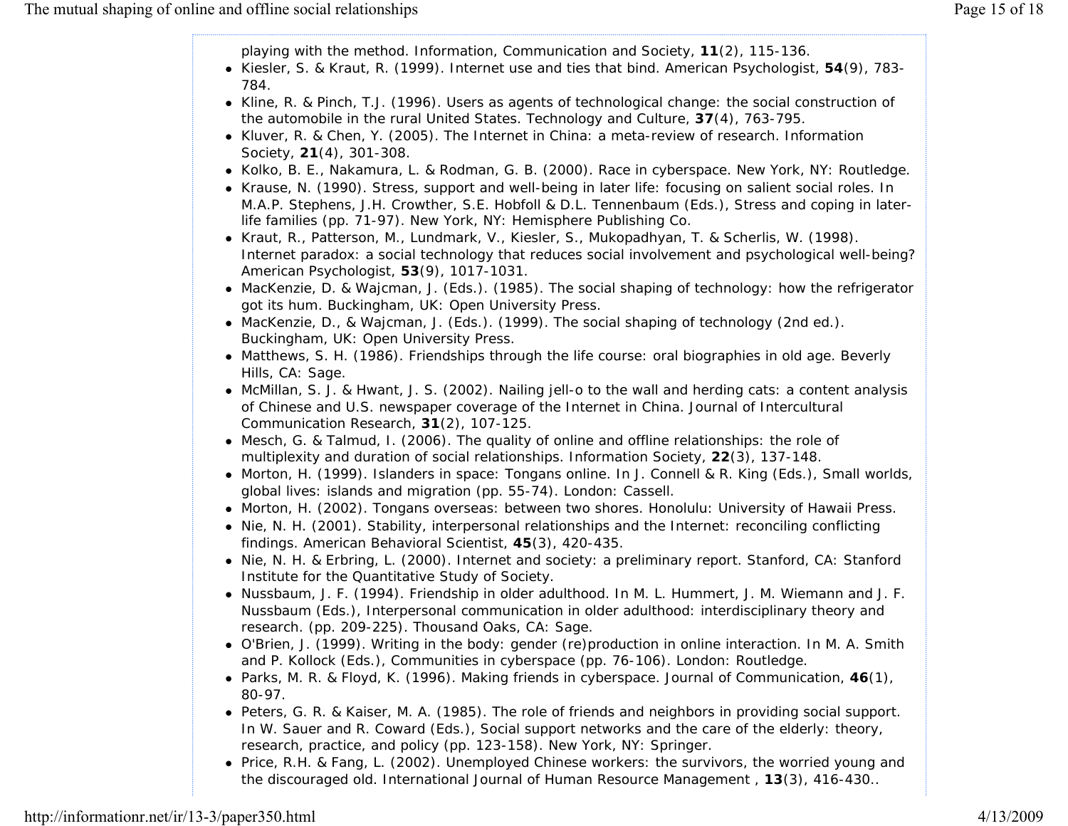playing with the method. Information, Communication and Society, **11**(2), 115-136.

- Kiesler, S. & Kraut, R. (1999). Internet use and ties that bind. American Psychologist, **54**(9), 783-784.
- Kline, R. & Pinch, T.J. (1996). Users as agents of technological change: the social construction of the automobile in the rural United States. Technology and Culture, **37**(4), 763-795.
- Kluver, R. & Chen, Y. (2005). The Internet in China: a meta-review of research. Information Society, **21**(4), 301-308.
- Kolko, B. E., Nakamura, L. & Rodman, G. B. (2000). Race in cyberspace. New York, NY: Routledge.
- Krause, N. (1990). Stress, support and well-being in later life: focusing on salient social roles. In M.A.P. Stephens, J.H. Crowther, S.E. Hobfoll & D.L. Tennenbaum (Eds.), Stress and coping in later-life families (pp. 71-97). New York, NY: Hemisphere Publishing Co.
- Kraut, R., Patterson, M., Lundmark, V., Kiesler, S., Mukopadhyan, T. & Scherlis, W. (1998). Internet paradox: a social technology that reduces social involvement and psychological well-being? American Psychologist, **53**(9), 1017-1031.
- MacKenzie, D. & Wajcman, J. (Eds.). (1985). The social shaping of technology: how the refrigerator got its hum. Buckingham, UK: Open University Press.
- MacKenzie, D., & Wajcman, J. (Eds.). (1999). The social shaping of technology (2nd ed.). Buckingham, UK: Open University Press.
- Matthews, S. H. (1986). Friendships through the life course: oral biographies in old age. Beverly Hills, CA: Sage.
- McMillan, S. J. & Hwant, J. S. (2002). Nailing jell-o to the wall and herding cats: a content analysis of Chinese and U.S. newspaper coverage of the Internet in China. Journal of Intercultural Communication Research, **31**(2), 107-125.
- Mesch, G. & Talmud, I. (2006). The quality of online and offline relationships: the role of multiplexity and duration of social relationships. Information Society, **22**(3), 137-148.
- Morton, H. (1999). Islanders in space: Tongans online. In J. Connell & R. King (Eds.), Small worlds, global lives: islands and migration (pp. 55-74). London: Cassell.
- Morton, H. (2002). Tongans overseas: between two shores. Honolulu: University of Hawaii Press.
- Nie, N. H. (2001). Stability, interpersonal relationships and the Internet: reconciling conflicting findings. American Behavioral Scientist, **45**(3), 420-435.
- Nie, N. H. & Erbring, L. (2000). Internet and society: a preliminary report. Stanford, CA: Stanford Institute for the Quantitative Study of Society.
- Nussbaum, J. F. (1994). Friendship in older adulthood. In M. L. Hummert, J. M. Wiemann and J. F. Nussbaum (Eds.), Interpersonal communication in older adulthood: interdisciplinary theory and research. (pp. 209-225). Thousand Oaks, CA: Sage.
- O'Brien, J. (1999). Writing in the body: gender (re)production in online interaction. In M. A. Smith and P. Kollock (Eds.), Communities in cyberspace (pp. 76-106). London: Routledge.
- Parks, M. R. & Floyd, K. (1996). Making friends in cyberspace. Journal of Communication, **46**(1), 80-97.
- Peters, G. R. & Kaiser, M. A. (1985). The role of friends and neighbors in providing social support. In W. Sauer and R. Coward (Eds.), Social support networks and the care of the elderly: theory, research, practice, and policy (pp. 123-158). New York, NY: Springer.
- Price, R.H. & Fang, L. (2002). Unemployed Chinese workers: the survivors, the worried young and the discouraged old. International Journal of Human Resource Management , **13**(3), 416-430..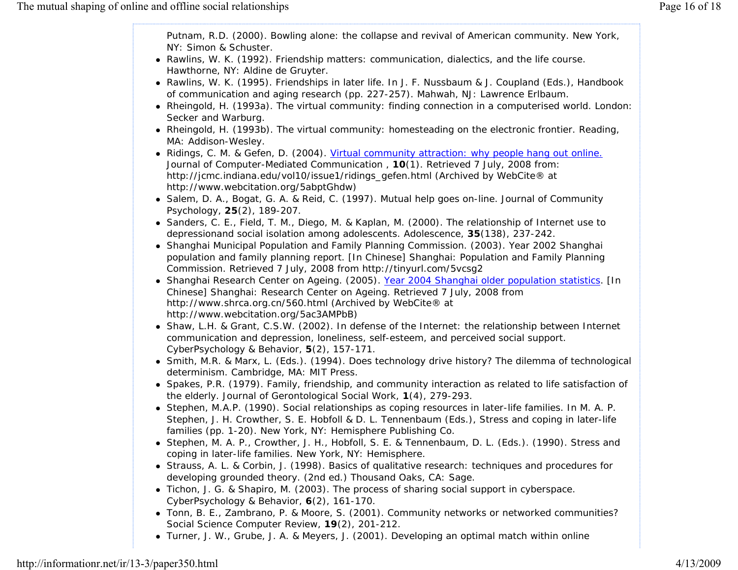Putnam, R.D. (2000). Bowling alone: the collapse and revival of American community. New York, NY: Simon & Schuster.

- Rawlins, W. K. (1992). Friendship matters: communication, dialectics, and the life course. Hawthorne, NY: Aldine de Gruyter.
- Rawlins, W. K. (1995). Friendships in later life. In J. F. Nussbaum & J. Coupland (Eds.), Handbook of communication and aging research (pp. 227-257). Mahwah, NJ: Lawrence Erlbaum.
- Rheingold, H. (1993a). The virtual community: finding connection in a computerised world. London: Secker and Warburg.
- Rheingold, H. (1993b). The virtual community: homesteading on the electronic frontier. Reading, MA: Addison-Wesley.
- Ridings, C. M. & Gefen, D. (2004). Virtual community attraction: why people hang out online. Journal of Computer-Mediated Communication , **10**(1). Retrieved 7 July, 2008 from: http://jcmc.indiana.edu/vol10/issue1/ridings_gefen.html (Archived by WebCite® at http://www.webcitation.org/5abptGhdw)
- Salem, D. A., Bogat, G. A. & Reid, C. (1997). Mutual help goes on-line. Journal of Community Psychology, **25**(2), 189-207.
- Sanders, C. E., Field, T. M., Diego, M. & Kaplan, M. (2000). The relationship of Internet use to depressionand social isolation among adolescents. Adolescence, **35**(138), 237-242.
- Shanghai Municipal Population and Family Planning Commission. (2003). Year 2002 Shanghai population and family planning report. [In Chinese] Shanghai: Population and Family Planning Commission. Retrieved 7 July, 2008 from http://tinyurl.com/5vcsg2
- Shanghai Research Center on Ageing. (2005). Year 2004 Shanghai older population statistics. [In Chinese] Shanghai: Research Center on Ageing. Retrieved 7 July, 2008 from http://www.shrca.org.cn/560.html (Archived by WebCite® at http://www.webcitation.org/5ac3AMPbB)
- Shaw, L.H. & Grant, C.S.W. (2002). In defense of the Internet: the relationship between Internet communication and depression, loneliness, self-esteem, and perceived social support. CyberPsychology & Behavior, **5**(2), 157-171.
- Smith, M.R. & Marx, L. (Eds.). (1994). Does technology drive history? The dilemma of technological determinism. Cambridge, MA: MIT Press.
- Spakes, P.R. (1979). Family, friendship, and community interaction as related to life satisfaction of the elderly. Journal of Gerontological Social Work, **1**(4), 279-293.
- Stephen, M.A.P. (1990). Social relationships as coping resources in later-life families. In M. A. P. Stephen, J. H. Crowther, S. E. Hobfoll & D. L. Tennenbaum (Eds.), Stress and coping in later-life families (pp. 1-20). New York, NY: Hemisphere Publishing Co.
- Stephen, M. A. P., Crowther, J. H., Hobfoll, S. E. & Tennenbaum, D. L. (Eds.). (1990). Stress and coping in later-life families. New York, NY: Hemisphere.
- Strauss, A. L. & Corbin, J. (1998). Basics of qualitative research: techniques and procedures for developing grounded theory. (2nd ed.) Thousand Oaks, CA: Sage.
- Tichon, J. G. & Shapiro, M. (2003). The process of sharing social support in cyberspace. CyberPsychology & Behavior, **6**(2), 161-170.
- Tonn, B. E., Zambrano, P. & Moore, S. (2001). Community networks or networked communities? Social Science Computer Review, **19**(2), 201-212.
- Turner, J. W., Grube, J. A. & Meyers, J. (2001). Developing an optimal match within online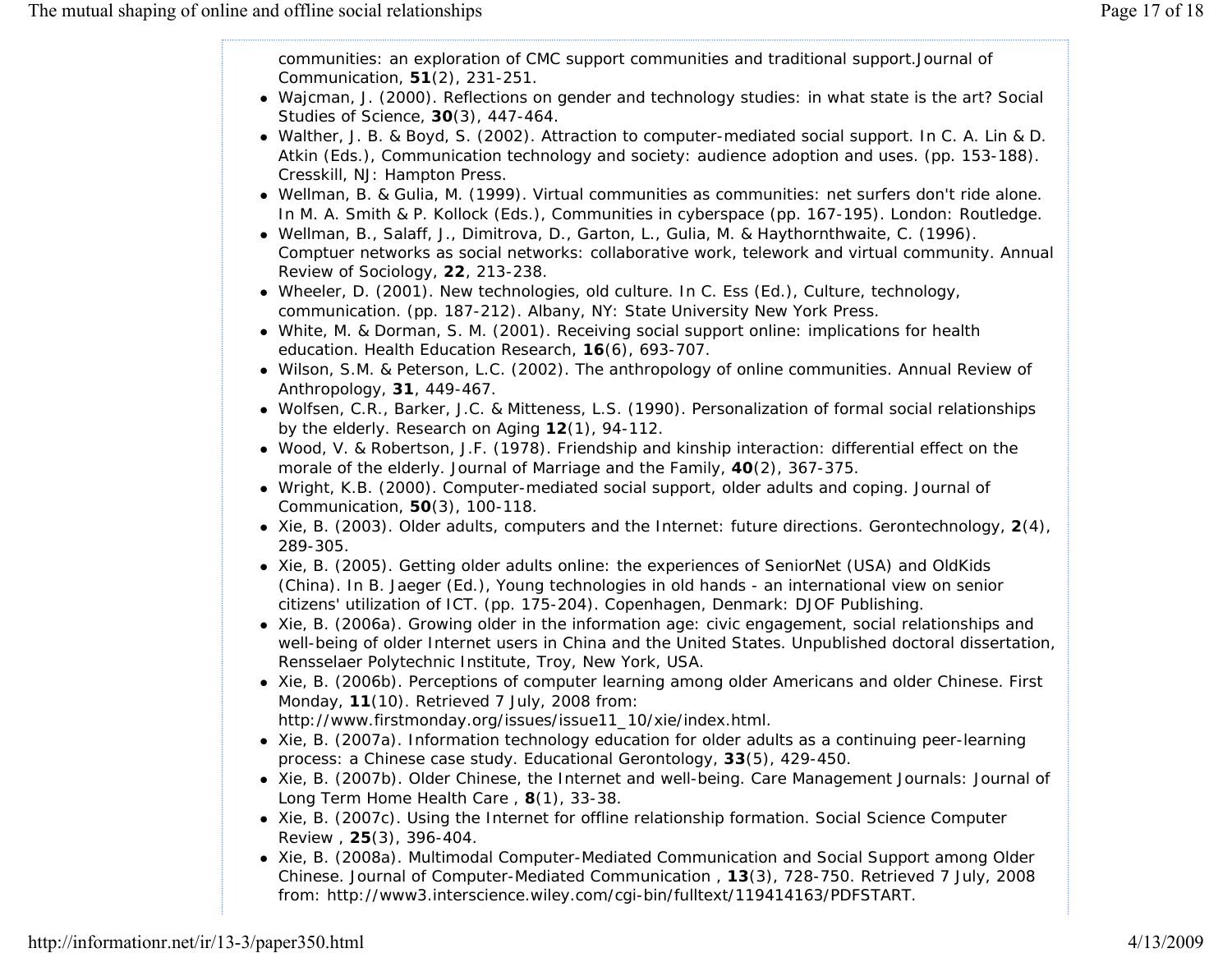communities: an exploration of CMC support communities and traditional support.Journal of Communication, **51**(2), 231-251.

- Wajcman, J. (2000). Reflections on gender and technology studies: in what state is the art? Social Studies of Science, **30**(3), 447-464.
- Walther, J. B. & Boyd, S. (2002). Attraction to computer-mediated social support. In C. A. Lin & D. Atkin (Eds.), Communication technology and society: audience adoption and uses. (pp. 153-188). Cresskill, NJ: Hampton Press.
- Wellman, B. & Gulia, M. (1999). Virtual communities as communities: net surfers don't ride alone. In M. A. Smith & P. Kollock (Eds.), Communities in cyberspace (pp. 167-195). London: Routledge.
- Wellman, B., Salaff, J., Dimitrova, D., Garton, L., Gulia, M. & Haythornthwaite, C. (1996). Comptuer networks as social networks: collaborative work, telework and virtual community. Annual Review of Sociology, **22**, 213-238.
- Wheeler, D. (2001). New technologies, old culture. In C. Ess (Ed.), Culture, technology, communication. (pp. 187-212). Albany, NY: State University New York Press.
- White, M. & Dorman, S. M. (2001). Receiving social support online: implications for health education. Health Education Research, **16**(6), 693-707.
- Wilson, S.M. & Peterson, L.C. (2002). The anthropology of online communities. Annual Review of Anthropology, **31**, 449-467.
- Wolfsen, C.R., Barker, J.C. & Mitteness, L.S. (1990). Personalization of formal social relationships by the elderly. Research on Aging **12**(1), 94-112.
- Wood, V. & Robertson, J.F. (1978). Friendship and kinship interaction: differential effect on the morale of the elderly. Journal of Marriage and the Family, **40**(2), 367-375.
- Wright, K.B. (2000). Computer-mediated social support, older adults and coping. Journal of Communication, **50**(3), 100-118.
- Xie, B. (2003). Older adults, computers and the Internet: future directions. Gerontechnology, **2**(4), 289-305.
- Xie, B. (2005). Getting older adults online: the experiences of SeniorNet (USA) and OldKids (China). In B. Jaeger (Ed.), Young technologies in old hands - an international view on senior citizens' utilization of ICT. (pp. 175-204). Copenhagen, Denmark: DJOF Publishing.
- Xie, B. (2006a). Growing older in the information age: civic engagement, social relationships and well-being of older Internet users in China and the United States. Unpublished doctoral dissertation, Rensselaer Polytechnic Institute, Troy, New York, USA.
- Xie, B. (2006b). Perceptions of computer learning among older Americans and older Chinese. First Monday, **11**(10). Retrieved 7 July, 2008 from: http://www.firstmonday.org/issues/issue11_10/xie/index.html.
- Xie, B. (2007a). Information technology education for older adults as a continuing peer-learning process: a Chinese case study. Educational Gerontology, **33**(5), 429-450.
- Xie, B. (2007b). Older Chinese, the Internet and well-being. Care Management Journals: Journal of Long Term Home Health Care , **8**(1), 33-38.
- Xie, B. (2007c). Using the Internet for offline relationship formation. Social Science Computer Review , **25**(3), 396-404.
- Xie, B. (2008a). Multimodal Computer-Mediated Communication and Social Support among Older Chinese. Journal of Computer-Mediated Communication , **13**(3), 728-750. Retrieved 7 July, 2008 from: http://www3.interscience.wiley.com/cgi-bin/fulltext/119414163/PDFSTART.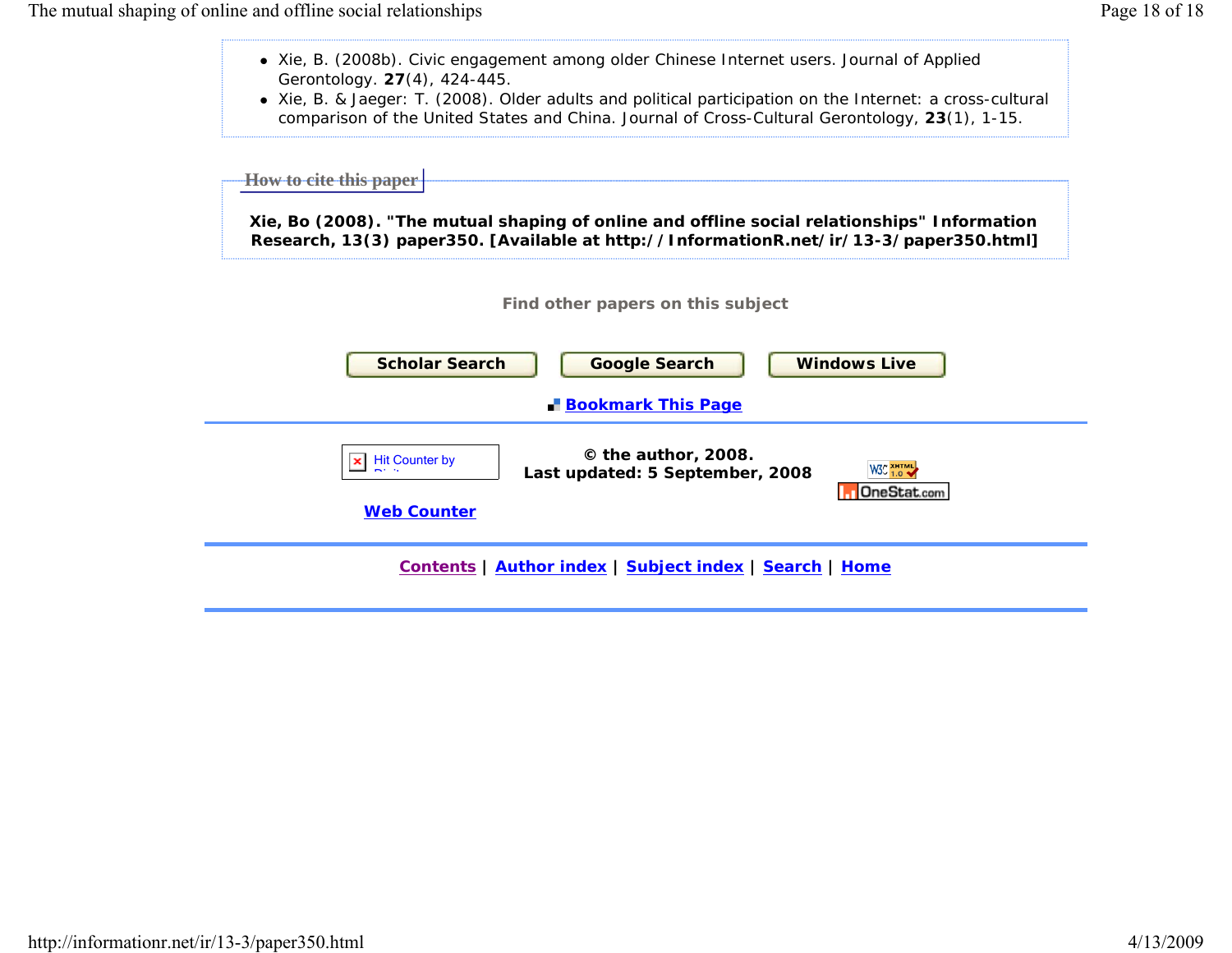- Xie, B. (2008b). Civic engagement among older Chinese Internet users. Journal of Applied Gerontology. **27**(4), 424-445.
- Xie, B. & Jaeger: T. (2008). Older adults and political participation on the Internet: a cross-cultural comparison of the United States and China. Journal of Cross-Cultural Gerontology, **23**(1), 1-15.

## How to cite this paper

**Xie, Bo (2008). "The mutual shaping of online and offline social relationships" Information Research, 13(3) paper350. [Available at http://InformationR.net/ir/13-3/paper350.html]**

**Find other papers on this subject**

Scholar Search | Google Search | Windows Live

**Bookmark This Page**

Hit Counter by Digits

**Web Counter**

**© the author, 2008.**
**Last updated: 5 September, 2008**

**Contents** | **Author index** | **Subject index** | **Search** | **Home**